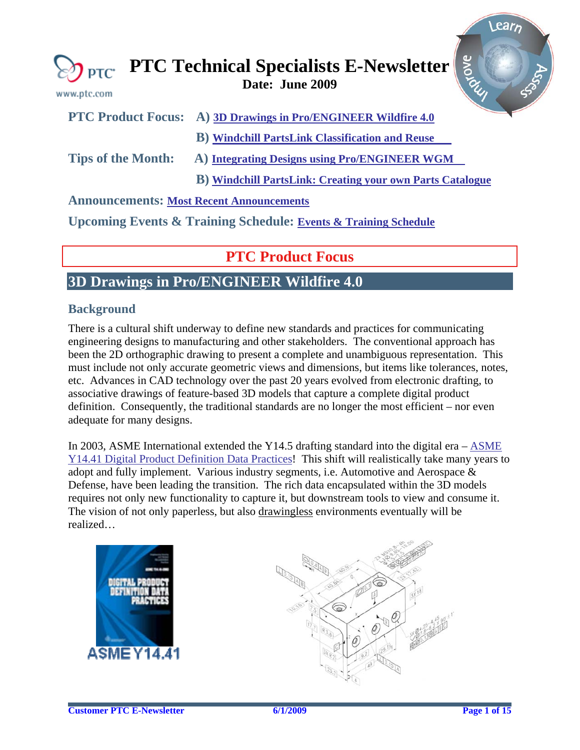# PTC Technical Specialists E-Newsletter

**Date: June 2009**

**PTC Product Focus:** A) 3D Drawings in Pro/ENGINEER Wildfire 4.0

B) Windchill PartsLink Classification and Reuse

**Tips of the Month:** A) Integrating Designs using Pro/ENGINEER WGM

B) Windchill PartsLink: Creating your own Parts Catalogue

**Announcements:** Most Recent Announcements

**Upcoming Events & Training Schedule:** Events & Training Schedule

## PTC Product Focus

## 3D Drawings in Pro/ENGINEER Wildfire 4.0

### Background

There is a cultural shift underway to define new standards and practices for communicating engineering designs to manufacturing and other stakeholders. The conventional approach has been the 2D orthographic drawing to present a complete and unambiguous representation. This must include not only accurate geometric views and dimensions, but items like tolerances, notes, etc. Advances in CAD technology over the past 20 years evolved from electronic drafting, to associative drawings of feature-based 3D models that capture a complete digital product definition. Consequently, the traditional standards are no longer the most efficient – nor even adequate for many designs.

In 2003, ASME International extended the Y14.5 drafting standard into the digital era – ASME Y14.41 Digital Product Definition Data Practices! This shift will realistically take many years to adopt and fully implement. Various industry segments, i.e. Automotive and Aerospace & Defense, have been leading the transition. The rich data encapsulated within the 3D models requires not only new functionality to capture it, but downstream tools to view and consume it. The vision of not only paperless, but also drawingless environments eventually will be realized…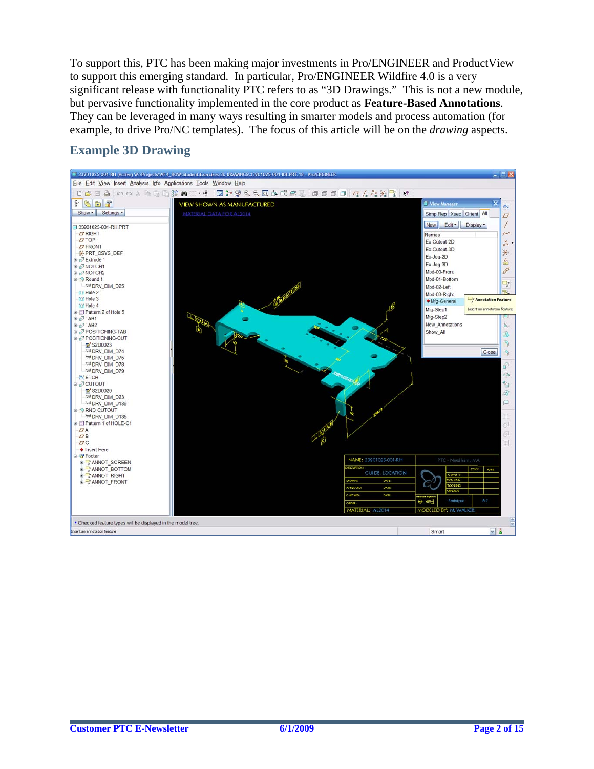To support this, PTC has been making major investments in Pro/ENGINEER and ProductView to support this emerging standard. In particular, Pro/ENGINEER Wildfire 4.0 is a very significant release with functionality PTC refers to as "3D Drawings." This is not a new module, but pervasive functionality implemented in the core product as **Feature-Based Annotations**. They can be leveraged in many ways resulting in smarter models and process automation (for example, to drive Pro/NC templates). The focus of this article will be on the *drawing* aspects.

## Example 3D Drawing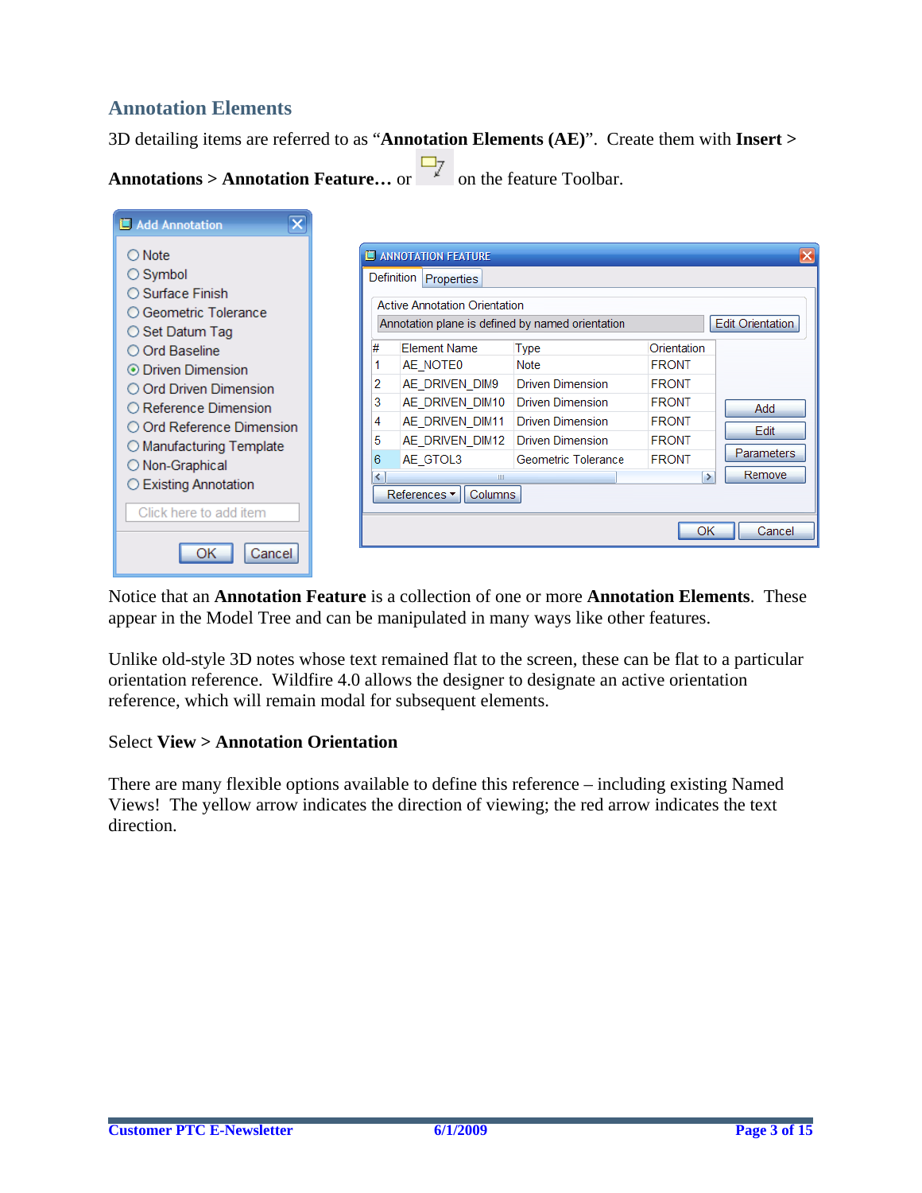## Annotation Elements

3D detailing items are referred to as "**Annotation Elements (AE)**". Create them with **Insert > Annotations > Annotation Feature…** or on the feature Toolbar.

Notice that an **Annotation Feature** is a collection of one or more **Annotation Elements**. These appear in the Model Tree and can be manipulated in many ways like other features.

Unlike old-style 3D notes whose text remained flat to the screen, these can be flat to a particular orientation reference. Wildfire 4.0 allows the designer to designate an active orientation reference, which will remain modal for subsequent elements.

Select **View > Annotation Orientation**

There are many flexible options available to define this reference – including existing Named Views! The yellow arrow indicates the direction of viewing; the red arrow indicates the text direction.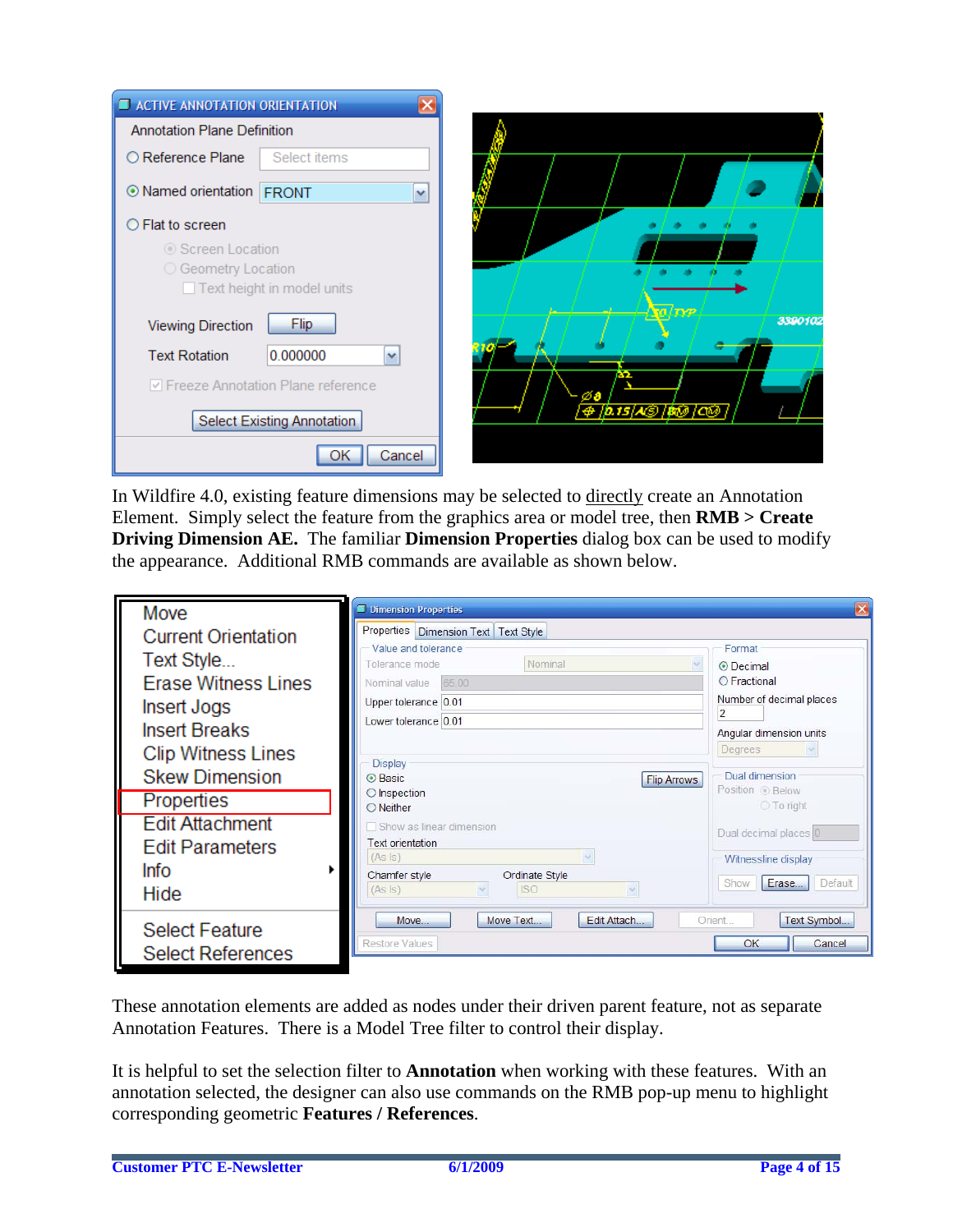In Wildfire 4.0, existing feature dimensions may be selected to directly create an Annotation Element. Simply select the feature from the graphics area or model tree, then **RMB > Create Driving Dimension AE.** The familiar **Dimension Properties** dialog box can be used to modify the appearance. Additional RMB commands are available as shown below.

These annotation elements are added as nodes under their driven parent feature, not as separate Annotation Features. There is a Model Tree filter to control their display.

It is helpful to set the selection filter to **Annotation** when working with these features. With an annotation selected, the designer can also use commands on the RMB pop-up menu to highlight corresponding geometric **Features / References**.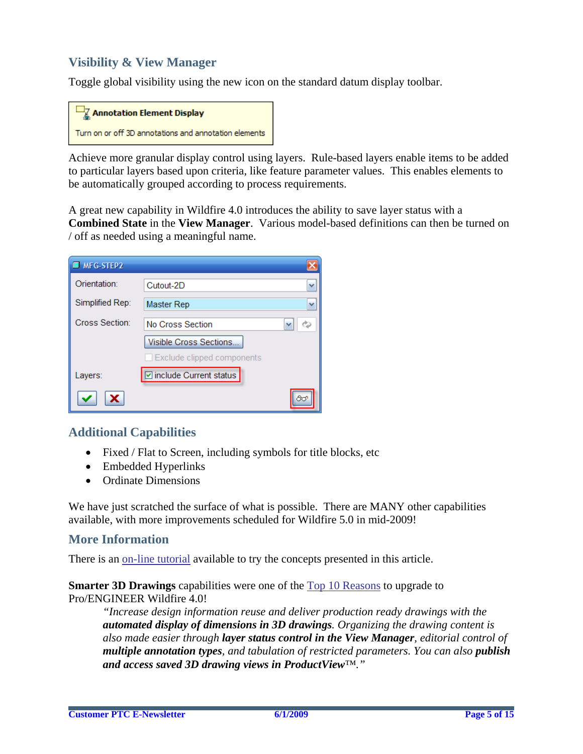## Visibility & View Manager

Toggle global visibility using the new icon on the standard datum display toolbar.

Achieve more granular display control using layers. Rule-based layers enable items to be added to particular layers based upon criteria, like feature parameter values. This enables elements to be automatically grouped according to process requirements.

A great new capability in Wildfire 4.0 introduces the ability to save layer status with a **Combined State** in the **View Manager**. Various model-based definitions can then be turned on / off as needed using a meaningful name.

## Additional Capabilities

- Fixed / Flat to Screen, including symbols for title blocks, etc
- Embedded Hyperlinks
- Ordinate Dimensions

We have just scratched the surface of what is possible. There are MANY other capabilities available, with more improvements scheduled for Wildfire 5.0 in mid-2009!

## More Information

There is an on-line tutorial available to try the concepts presented in this article.

**Smarter 3D Drawings** capabilities were one of the Top 10 Reasons to upgrade to Pro/ENGINEER Wildfire 4.0!

> *"Increase design information reuse and deliver production ready drawings with the **automated display of dimensions in 3D drawings**. Organizing the drawing content is also made easier through **layer status control in the View Manager**, editorial control of **multiple annotation types**, and tabulation of restricted parameters. You can also **publish and access saved 3D drawing views in ProductView**™."*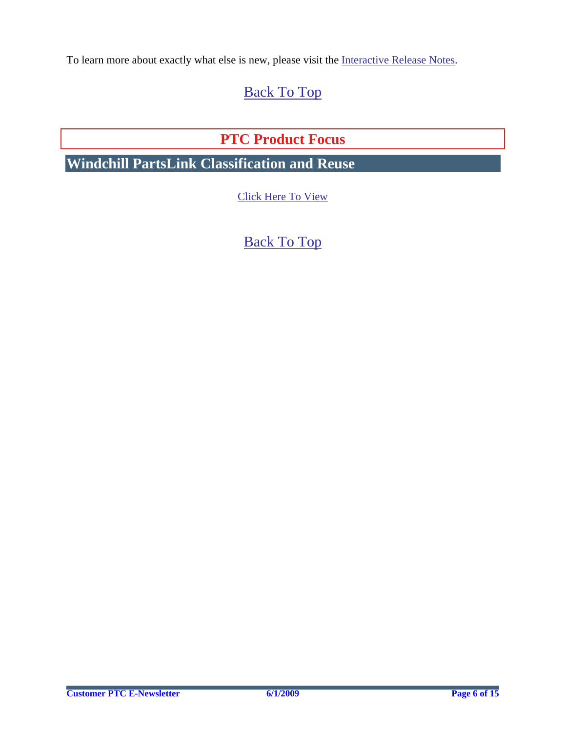To learn more about exactly what else is new, please visit the Interactive Release Notes.

Back To Top

## PTC Product Focus

## Windchill PartsLink Classification and Reuse

Click Here To View

Back To Top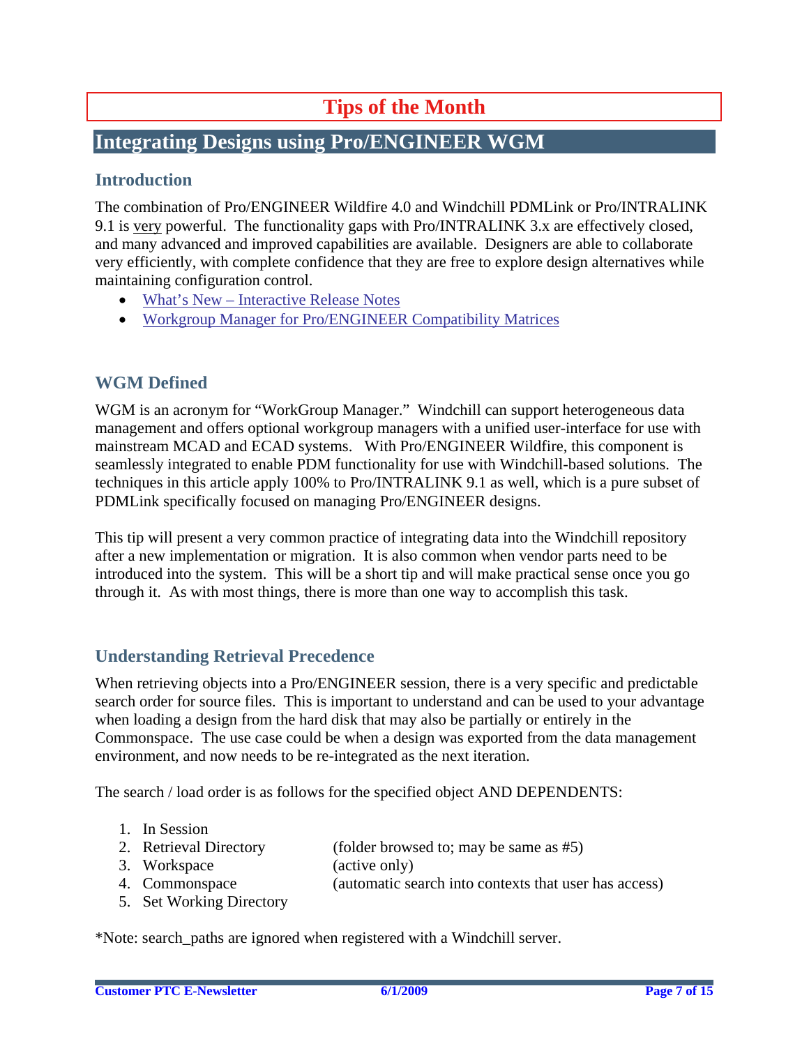# Tips of the Month

## Integrating Designs using Pro/ENGINEER WGM

### Introduction

The combination of Pro/ENGINEER Wildfire 4.0 and Windchill PDMLink or Pro/INTRALINK 9.1 is very powerful. The functionality gaps with Pro/INTRALINK 3.x are effectively closed, and many advanced and improved capabilities are available. Designers are able to collaborate very efficiently, with complete confidence that they are free to explore design alternatives while maintaining configuration control.

- What's New – Interactive Release Notes
- Workgroup Manager for Pro/ENGINEER Compatibility Matrices

### WGM Defined

WGM is an acronym for "WorkGroup Manager." Windchill can support heterogeneous data management and offers optional workgroup managers with a unified user-interface for use with mainstream MCAD and ECAD systems. With Pro/ENGINEER Wildfire, this component is seamlessly integrated to enable PDM functionality for use with Windchill-based solutions. The techniques in this article apply 100% to Pro/INTRALINK 9.1 as well, which is a pure subset of PDMLink specifically focused on managing Pro/ENGINEER designs.

This tip will present a very common practice of integrating data into the Windchill repository after a new implementation or migration. It is also common when vendor parts need to be introduced into the system. This will be a short tip and will make practical sense once you go through it. As with most things, there is more than one way to accomplish this task.

### Understanding Retrieval Precedence

When retrieving objects into a Pro/ENGINEER session, there is a very specific and predictable search order for source files. This is important to understand and can be used to your advantage when loading a design from the hard disk that may also be partially or entirely in the Commonspace. The use case could be when a design was exported from the data management environment, and now needs to be re-integrated as the next iteration.

The search / load order is as follows for the specified object AND DEPENDENTS:

1. In Session
2. Retrieval Directory (folder browsed to; may be same as #5)
3. Workspace (active only)
4. Commonspace (automatic search into contexts that user has access)
5. Set Working Directory

*Note: search_paths are ignored when registered with a Windchill server.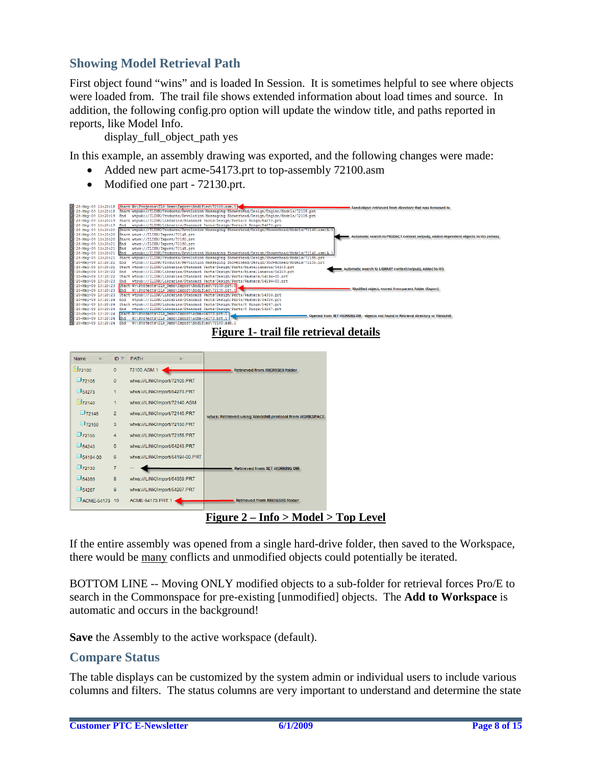## Showing Model Retrieval Path

First object found "wins" and is loaded In Session. It is sometimes helpful to see where objects were loaded from. The trail file shows extended information about load times and source. In addition, the following config.pro option will update the window title, and paths reported in reports, like Model Info.

display_full_object_path yes

In this example, an assembly drawing was exported, and the following changes were made:

- Added new part acme-54173.prt to top-assembly 72100.asm
- Modified one part - 72130.prt.

```
28-May-09 13:20:18 Start W:\Projects\ILS_Demo\Export\Modified\72100.asm.1
28-May-09 13:20:18 Start wtpub://ILINK/Products/Revolution Massaging Showerhead/Design/Engine/Models/72105.prt
28-May-09 13:20:19 End   wtpub://ILINK/Products/Revolution Massaging Showerhead/Design/Engine/Models/72105.prt
28-May-09 13:20:19 Start wtpub://ILINK/Libraries/Standard Parts/Design/Parts/O Rings/54273.prt
28-May-09 13:20:19 End   wtpub://ILINK/Libraries/Standard Parts/Design/Parts/O Rings/54273.prt
28-May-09 13:20:20 Start wtpub://ILINK/Products/Revolution Massaging Showerhead/Design/Showerhead/Models/72140.asm|A.1
28-May-09 13:20:20 Start wtws://ILINK/Import/72145.prt
28-May-09 13:20:20 Start wtws://ILINK/Import/72150.prt
28-May-09 13:20:21 End   wtws://ILINK/Import/72150.prt
28-May-09 13:20:21 End   wtws://ILINK/Import/72145.prt
28-May-09 13:20:21 End   wtpub://ILINK/Products/Revolution Massaging Showerhead/Design/Showerhead/Models/72140.asm|A.1
28-May-09 13:20:21 Start wtpub://ILINK/Products/Revolution Massaging Showerhead/Design/Showerhead/Models/72155.prt
28-May-09 13:20:21 End   wtpub://ILINK/Products/Revolution Massaging Showerhead/Design/Showerhead/Models/72155.prt
28-May-09 13:20:21 Start wtpub://ILINK/Libraries/Standard Parts/Design/Parts/Miscellaneous/54243.prt
28-May-09 13:20:22 End   wtpub://ILINK/Libraries/Standard Parts/Design/Parts/Miscellaneous/54243.prt
28-May-09 13:20:22 Start wtpub://ILINK/Libraries/Standard Parts/Design/Parts/Washers/54194-00.prt
28-May-09 13:20:23 End   wtpub://ILINK/Libraries/Standard Parts/Design/Parts/Washers/54194-00.prt
28-May-09 13:20:23 Start W:\Projects\ILS_Demo\Export\Modified\72130.prt.1
28-May-09 13:20:23 End   W:\Projects\ILS_Demo\Export\Modified\72130.prt.1
28-May-09 13:20:23 Start wtpub://ILINK/Libraries/Standard Parts/Design/Parts/Washers/54359.prt
28-May-09 13:20:24 End   wtpub://ILINK/Libraries/Standard Parts/Design/Parts/Washers/54359.prt
28-May-09 13:20:24 Start wtpub://ILINK/Libraries/Standard Parts/Design/Parts/O Rings/54267.prt
28-May-09 13:20:24 End   wtpub://ILINK/Libraries/Standard Parts/Design/Parts/O Rings/54267.prt
28-May-09 13:20:24 Start W:\Projects\ILS_Demo\Export\acme-54173.prt.1
28-May-09 13:20:24 End   W:\Projects\ILS_Demo\Export\acme-54173.prt.1
28-May-09 13:20:24 End   W:\Projects\ILS_Demo\Export\Modified\72100.asm.1
```

Annotations: Seed object retrieved from directory that was browsed to; Automatic search to PRODUCT context (wtpub), added dependent objects to WS (wtws); Automatic search to LIBRARY context (wtpub), added to WS; Modified object, moved from parent folder (Export); Opened from SET WORKING DIR - objects not found in Retrieval directory or Windchill

**Figure 1- trail file retrieval details**

| Name | ID | PATH | |
|---|---|---|---|
| 72100 | 0 | 72100.ASM.1 | Retrieved from BROWSED folder |
| 72105 | 0 | wtws://ILINK/Import/72105.PRT | |
| 54273 | 1 | wtws://ILINK/Import/54273.PRT | |
| 72140 | 1 | wtws://ILINK/Import/72140.ASM | |
| 72145 | 2 | wtws://ILINK/Import/72145.PRT | wtws: Retrieved using Windchill protocol from WORKSPACE |
| 72150 | 3 | wtws://ILINK/Import/72150.PRT | |
| 72155 | 4 | wtws://ILINK/Import/72155.PRT | |
| 54243 | 5 | wtws://ILINK/Import/54243.PRT | |
| 54194-00 | 6 | wtws://ILINK/Import/54194-00.PRT | |
| 72130 | 7 | --- | Retrieved from SET WORKING DIR |
| 54359 | 8 | wtws://ILINK/Import/54359.PRT | |
| 54267 | 9 | wtws://ILINK/Import/54267.PRT | |
| ACME-54173 | 10 | ACME-54173.PRT.1 | Retrieved from BROWSED folder |

**Figure 2 – Info > Model > Top Level**

If the entire assembly was opened from a single hard-drive folder, then saved to the Workspace, there would be many conflicts and unmodified objects could potentially be iterated.

BOTTOM LINE -- Moving ONLY modified objects to a sub-folder for retrieval forces Pro/E to search in the Commonspace for pre-existing [unmodified] objects. The **Add to Workspace** is automatic and occurs in the background!

**Save** the Assembly to the active workspace (default).

## Compare Status

The table displays can be customized by the system admin or individual users to include various columns and filters. The status columns are very important to understand and determine the state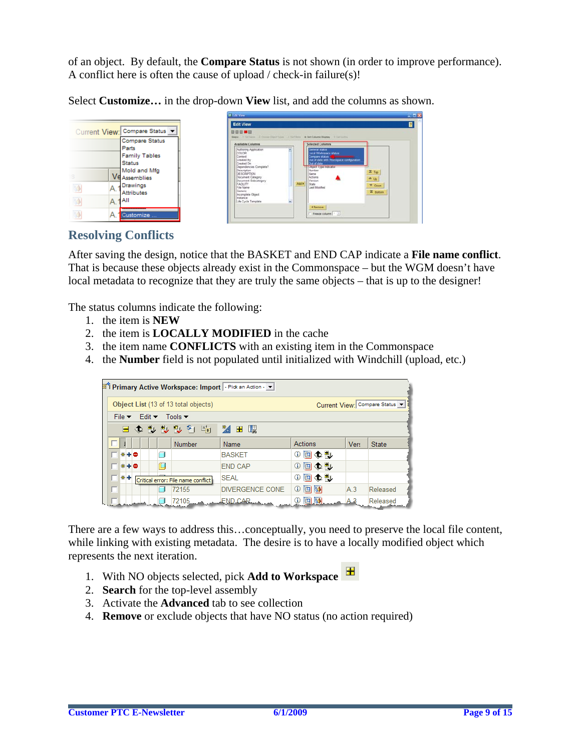of an object. By default, the **Compare Status** is not shown (in order to improve performance). A conflict here is often the cause of upload / check-in failure(s)!

Select **Customize…** in the drop-down **View** list, and add the columns as shown.

## Resolving Conflicts

After saving the design, notice that the BASKET and END CAP indicate a **File name conflict**. That is because these objects already exist in the Commonspace – but the WGM doesn't have local metadata to recognize that they are truly the same objects – that is up to the designer!

The status columns indicate the following:

1. the item is **NEW**
2. the item is **LOCALLY MODIFIED** in the cache
3. the item name **CONFLICTS** with an existing item in the Commonspace
4. the **Number** field is not populated until initialized with Windchill (upload, etc.)

There are a few ways to address this…conceptually, you need to preserve the local file content, while linking with existing metadata. The desire is to have a locally modified object which represents the next iteration.

1. With NO objects selected, pick **Add to Workspace**
2. **Search** for the top-level assembly
3. Activate the **Advanced** tab to see collection
4. **Remove** or exclude objects that have NO status (no action required)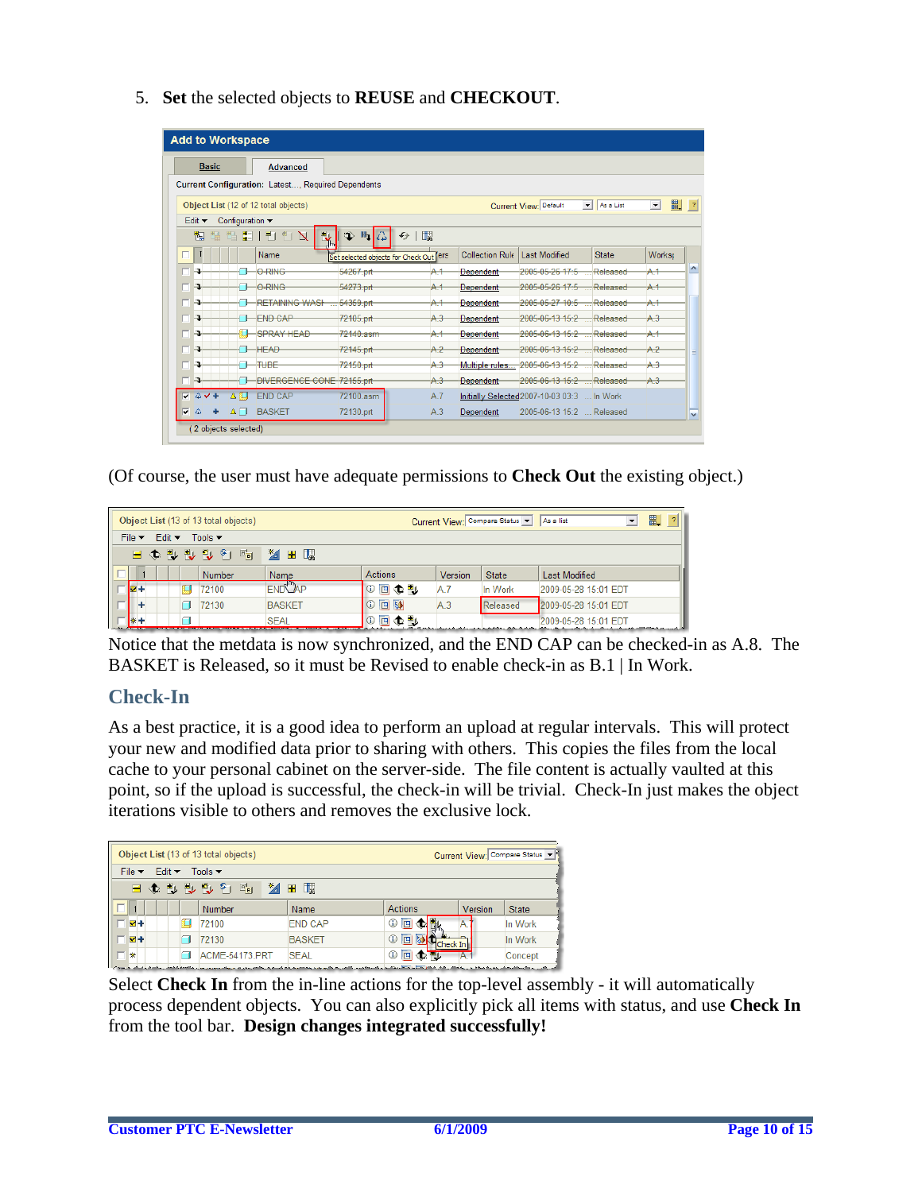5. **Set** the selected objects to **REUSE** and **CHECKOUT**.

(Of course, the user must have adequate permissions to **Check Out** the existing object.)

Notice that the metdata is now synchronized, and the END CAP can be checked-in as A.8. The BASKET is Released, so it must be Revised to enable check-in as B.1 | In Work.

## Check-In

As a best practice, it is a good idea to perform an upload at regular intervals. This will protect your new and modified data prior to sharing with others. This copies the files from the local cache to your personal cabinet on the server-side. The file content is actually vaulted at this point, so if the upload is successful, the check-in will be trivial. Check-In just makes the object iterations visible to others and removes the exclusive lock.

Select **Check In** from the in-line actions for the top-level assembly - it will automatically process dependent objects. You can also explicitly pick all items with status, and use **Check In** from the tool bar. **Design changes integrated successfully!**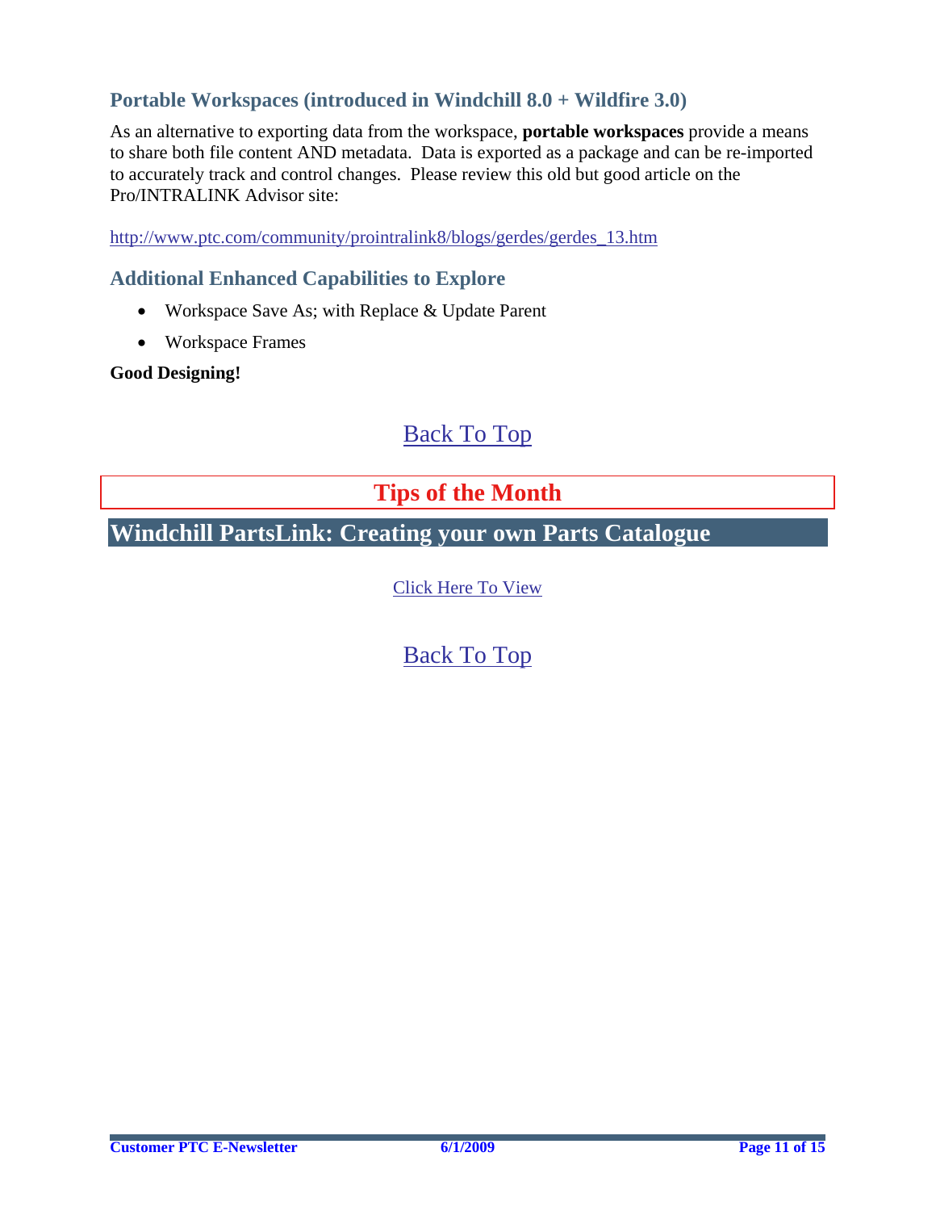### Portable Workspaces (introduced in Windchill 8.0 + Wildfire 3.0)

As an alternative to exporting data from the workspace, **portable workspaces** provide a means to share both file content AND metadata. Data is exported as a package and can be re-imported to accurately track and control changes. Please review this old but good article on the Pro/INTRALINK Advisor site:

http://www.ptc.com/community/prointralink8/blogs/gerdes/gerdes_13.htm

### Additional Enhanced Capabilities to Explore

- Workspace Save As; with Replace & Update Parent
- Workspace Frames

**Good Designing!**

Back To Top

## Tips of the Month

## Windchill PartsLink: Creating your own Parts Catalogue

Click Here To View

Back To Top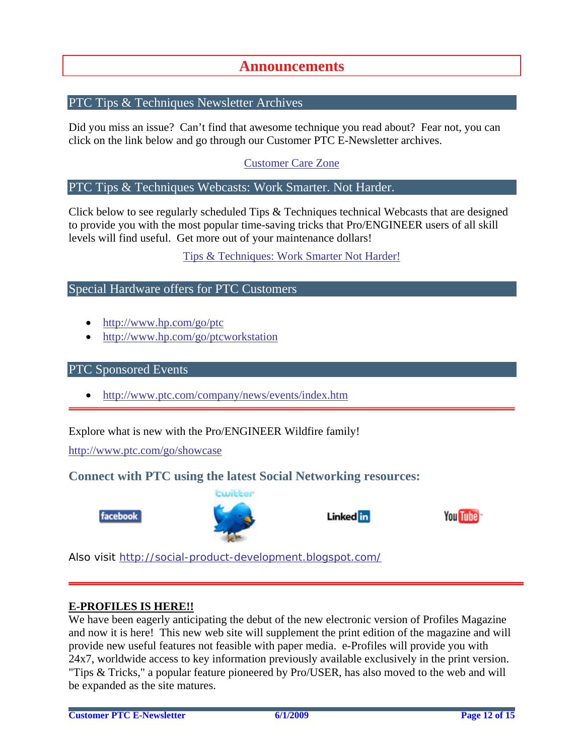# Announcements

## PTC Tips & Techniques Newsletter Archives

Did you miss an issue? Can't find that awesome technique you read about? Fear not, you can click on the link below and go through our Customer PTC E-Newsletter archives.

Customer Care Zone

## PTC Tips & Techniques Webcasts: Work Smarter. Not Harder.

Click below to see regularly scheduled Tips & Techniques technical Webcasts that are designed to provide you with the most popular time-saving tricks that Pro/ENGINEER users of all skill levels will find useful. Get more out of your maintenance dollars!

Tips & Techniques: Work Smarter Not Harder!

## Special Hardware offers for PTC Customers

- http://www.hp.com/go/ptc
- http://www.hp.com/go/ptcworkstation

## PTC Sponsored Events

- http://www.ptc.com/company/news/events/index.htm

---

Explore what is new with the Pro/ENGINEER Wildfire family!

http://www.ptc.com/go/showcase

### Connect with PTC using the latest Social Networking resources:

facebook | twitter | LinkedIn | YouTube

Also visit http://social-product-development.blogspot.com/

---

**E-PROFILES IS HERE!!**

We have been eagerly anticipating the debut of the new electronic version of Profiles Magazine and now it is here! This new web site will supplement the print edition of the magazine and will provide new useful features not feasible with paper media. e-Profiles will provide you with 24x7, worldwide access to key information previously available exclusively in the print version. "Tips & Tricks," a popular feature pioneered by Pro/USER, has also moved to the web and will be expanded as the site matures.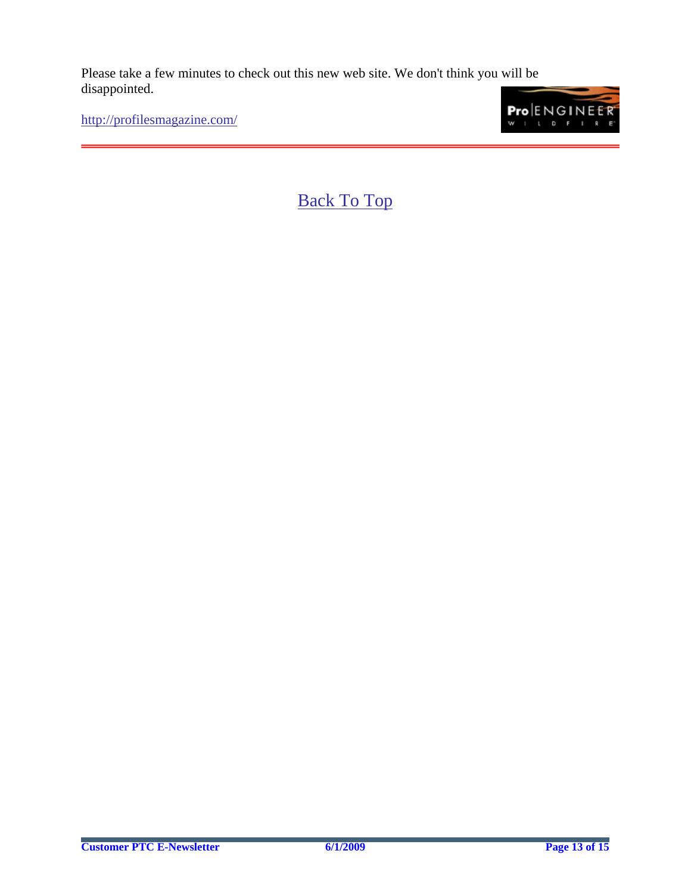Please take a few minutes to check out this new web site. We don't think you will be disappointed.

http://profilesmagazine.com/

---

Back To Top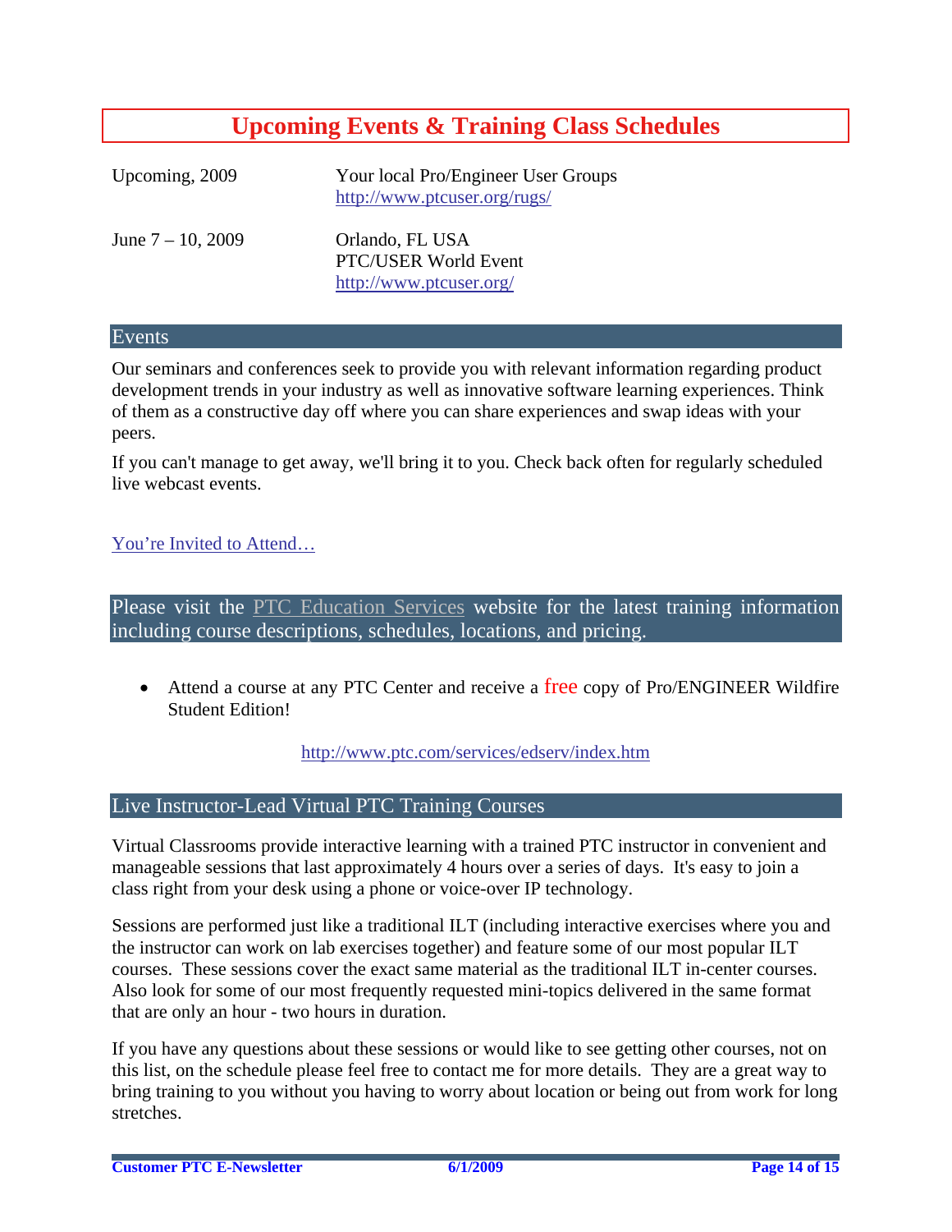# Upcoming Events & Training Class Schedules

| | |
|---|---|
| Upcoming, 2009 | Your local Pro/Engineer User Groups<br>http://www.ptcuser.org/rugs/ |
| June 7 – 10, 2009 | Orlando, FL USA<br>PTC/USER World Event<br>http://www.ptcuser.org/ |

## Events

Our seminars and conferences seek to provide you with relevant information regarding product development trends in your industry as well as innovative software learning experiences. Think of them as a constructive day off where you can share experiences and swap ideas with your peers.

If you can't manage to get away, we'll bring it to you. Check back often for regularly scheduled live webcast events.

You're Invited to Attend…

## Please visit the PTC Education Services website for the latest training information including course descriptions, schedules, locations, and pricing.

- Attend a course at any PTC Center and receive a free copy of Pro/ENGINEER Wildfire Student Edition!

http://www.ptc.com/services/edserv/index.htm

## Live Instructor-Lead Virtual PTC Training Courses

Virtual Classrooms provide interactive learning with a trained PTC instructor in convenient and manageable sessions that last approximately 4 hours over a series of days. It's easy to join a class right from your desk using a phone or voice-over IP technology.

Sessions are performed just like a traditional ILT (including interactive exercises where you and the instructor can work on lab exercises together) and feature some of our most popular ILT courses. These sessions cover the exact same material as the traditional ILT in-center courses. Also look for some of our most frequently requested mini-topics delivered in the same format that are only an hour - two hours in duration.

If you have any questions about these sessions or would like to see getting other courses, not on this list, on the schedule please feel free to contact me for more details. They are a great way to bring training to you without you having to worry about location or being out from work for long stretches.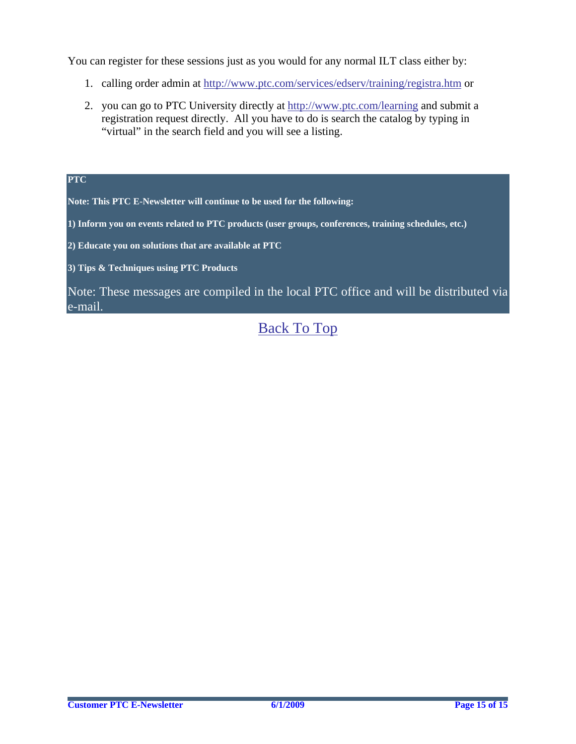You can register for these sessions just as you would for any normal ILT class either by:

1. calling order admin at http://www.ptc.com/services/edserv/training/registra.htm or
2. you can go to PTC University directly at http://www.ptc.com/learning and submit a registration request directly. All you have to do is search the catalog by typing in “virtual” in the search field and you will see a listing.

**PTC**

**Note: This PTC E-Newsletter will continue to be used for the following:**

**1) Inform you on events related to PTC products (user groups, conferences, training schedules, etc.)**

**2) Educate you on solutions that are available at PTC**

**3) Tips & Techniques using PTC Products**

Note: These messages are compiled in the local PTC office and will be distributed via e-mail.

Back To Top